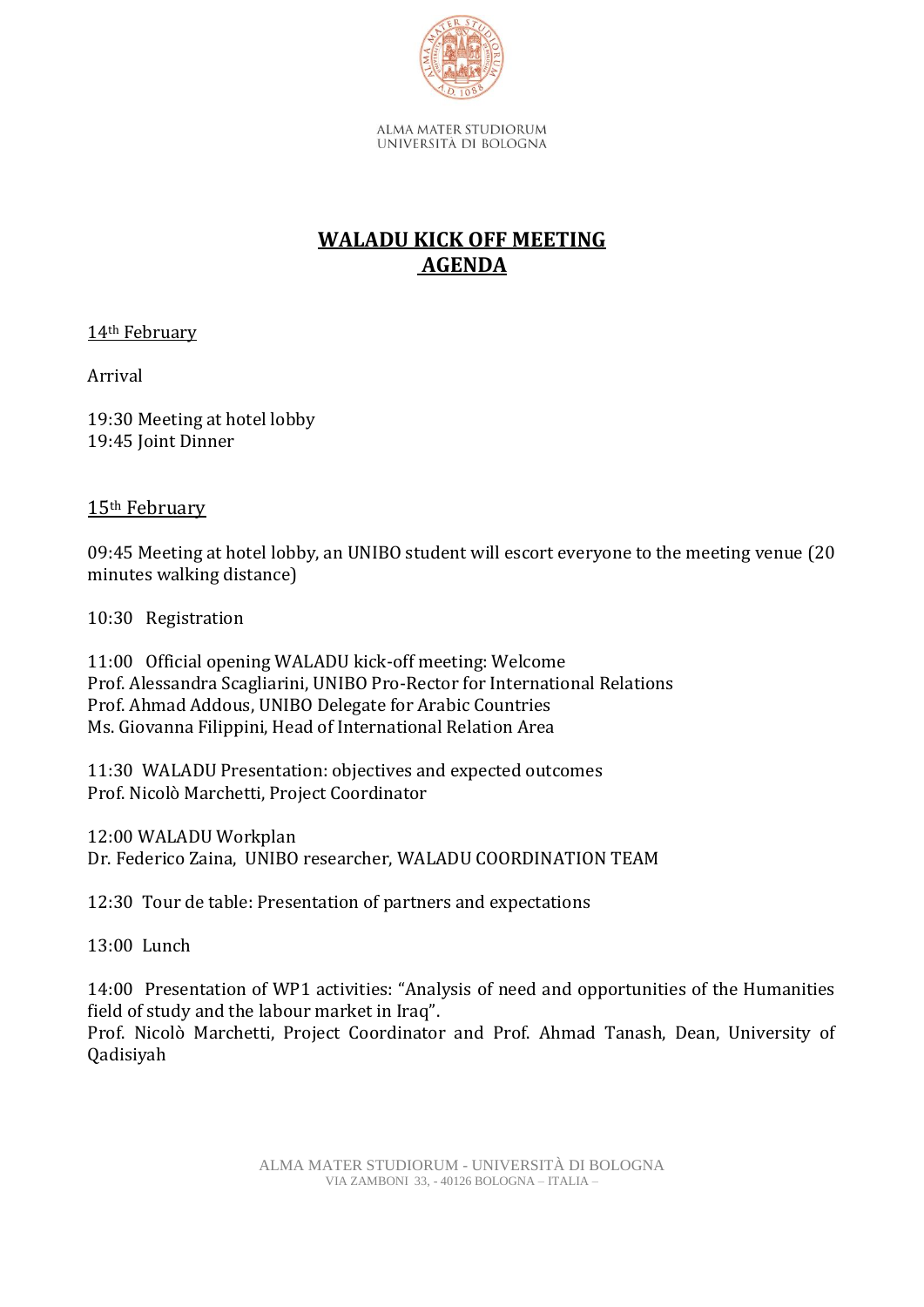ALMA MATER STUDIORUM
UNIVERSITÀ DI BOLOGNA

# WALADU KICK OFF MEETING
# AGENDA

14th February

Arrival

19:30 Meeting at hotel lobby
19:45 Joint Dinner

15th February

09:45 Meeting at hotel lobby, an UNIBO student will escort everyone to the meeting venue (20 minutes walking distance)

10:30 Registration

11:00 Official opening WALADU kick-off meeting: Welcome
Prof. Alessandra Scagliarini, UNIBO Pro-Rector for International Relations
Prof. Ahmad Addous, UNIBO Delegate for Arabic Countries
Ms. Giovanna Filippini, Head of International Relation Area

11:30 WALADU Presentation: objectives and expected outcomes
Prof. Nicolò Marchetti, Project Coordinator

12:00 WALADU Workplan
Dr. Federico Zaina, UNIBO researcher, WALADU COORDINATION TEAM

12:30 Tour de table: Presentation of partners and expectations

13:00 Lunch

14:00 Presentation of WP1 activities: "Analysis of need and opportunities of the Humanities field of study and the labour market in Iraq".
Prof. Nicolò Marchetti, Project Coordinator and Prof. Ahmad Tanash, Dean, University of Qadisiyah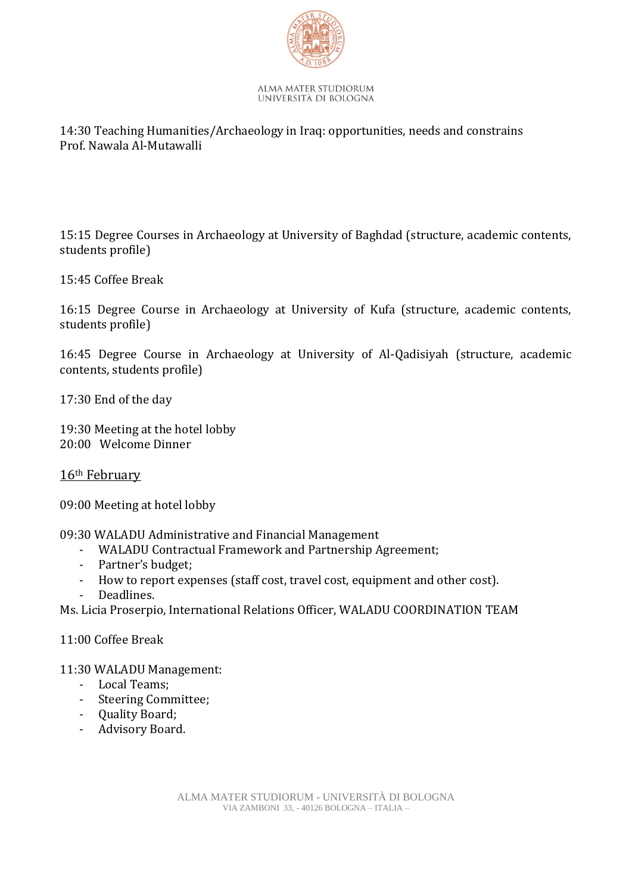14:30 Teaching Humanities/Archaeology in Iraq: opportunities, needs and constrains
Prof. Nawala Al-Mutawalli

15:15 Degree Courses in Archaeology at University of Baghdad (structure, academic contents, students profile)

15:45 Coffee Break

16:15 Degree Course in Archaeology at University of Kufa (structure, academic contents, students profile)

16:45 Degree Course in Archaeology at University of Al-Qadisiyah (structure, academic contents, students profile)

17:30 End of the day

19:30 Meeting at the hotel lobby
20:00 Welcome Dinner

## 16th February

09:00 Meeting at hotel lobby

09:30 WALADU Administrative and Financial Management

- WALADU Contractual Framework and Partnership Agreement;
- Partner's budget;
- How to report expenses (staff cost, travel cost, equipment and other cost).
- Deadlines.

Ms. Licia Proserpio, International Relations Officer, WALADU COORDINATION TEAM

11:00 Coffee Break

11:30 WALADU Management:

- Local Teams;
- Steering Committee;
- Quality Board;
- Advisory Board.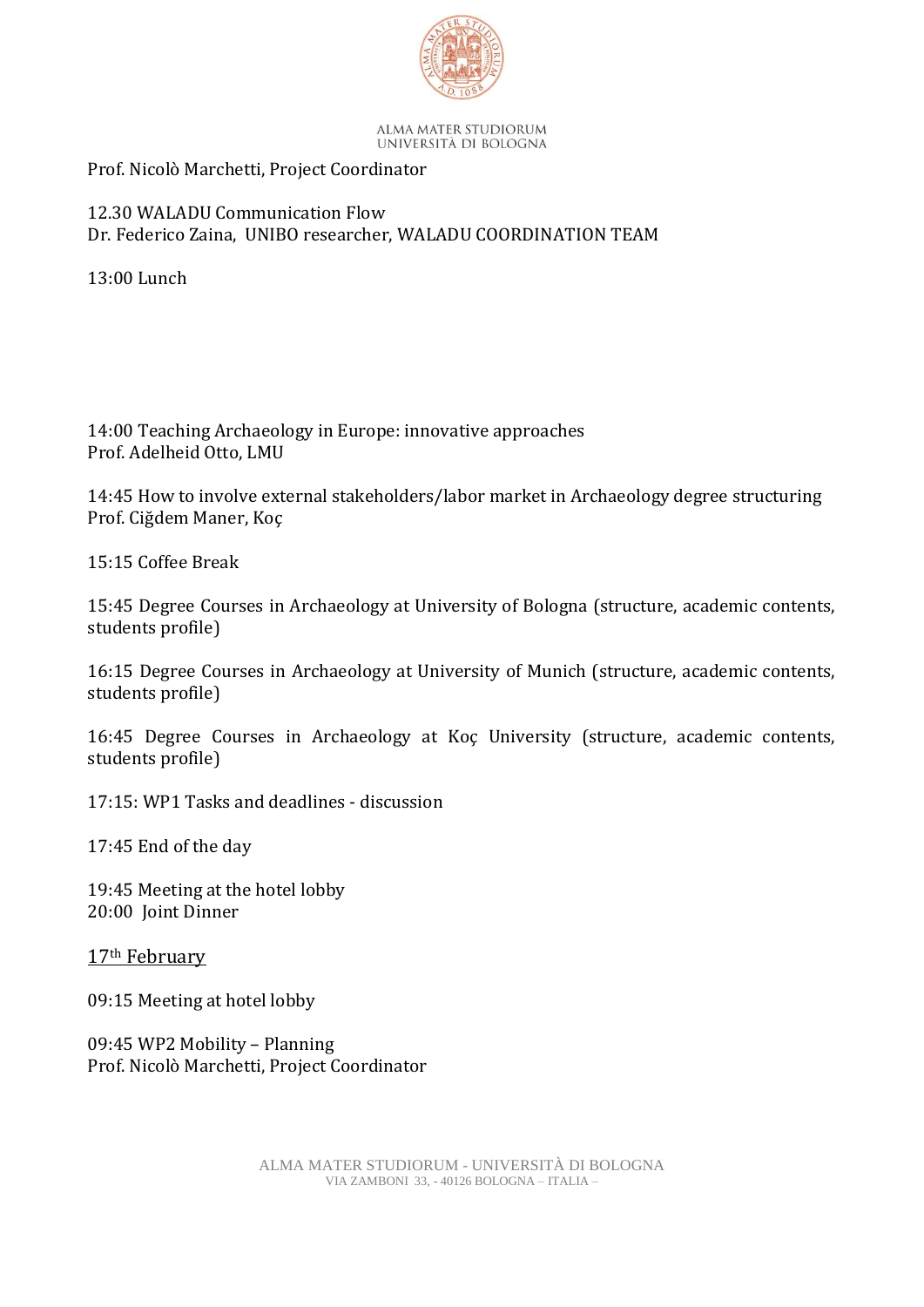Prof. Nicolò Marchetti, Project Coordinator

12.30 WALADU Communication Flow
Dr. Federico Zaina, UNIBO researcher, WALADU COORDINATION TEAM

13:00 Lunch

14:00 Teaching Archaeology in Europe: innovative approaches
Prof. Adelheid Otto, LMU

14:45 How to involve external stakeholders/labor market in Archaeology degree structuring
Prof. Ciğdem Maner, Koç

15:15 Coffee Break

15:45 Degree Courses in Archaeology at University of Bologna (structure, academic contents, students profile)

16:15 Degree Courses in Archaeology at University of Munich (structure, academic contents, students profile)

16:45 Degree Courses in Archaeology at Koç University (structure, academic contents, students profile)

17:15: WP1 Tasks and deadlines - discussion

17:45 End of the day

19:45 Meeting at the hotel lobby
20:00 Joint Dinner

<u>17th February</u>

09:15 Meeting at hotel lobby

09:45 WP2 Mobility – Planning
Prof. Nicolò Marchetti, Project Coordinator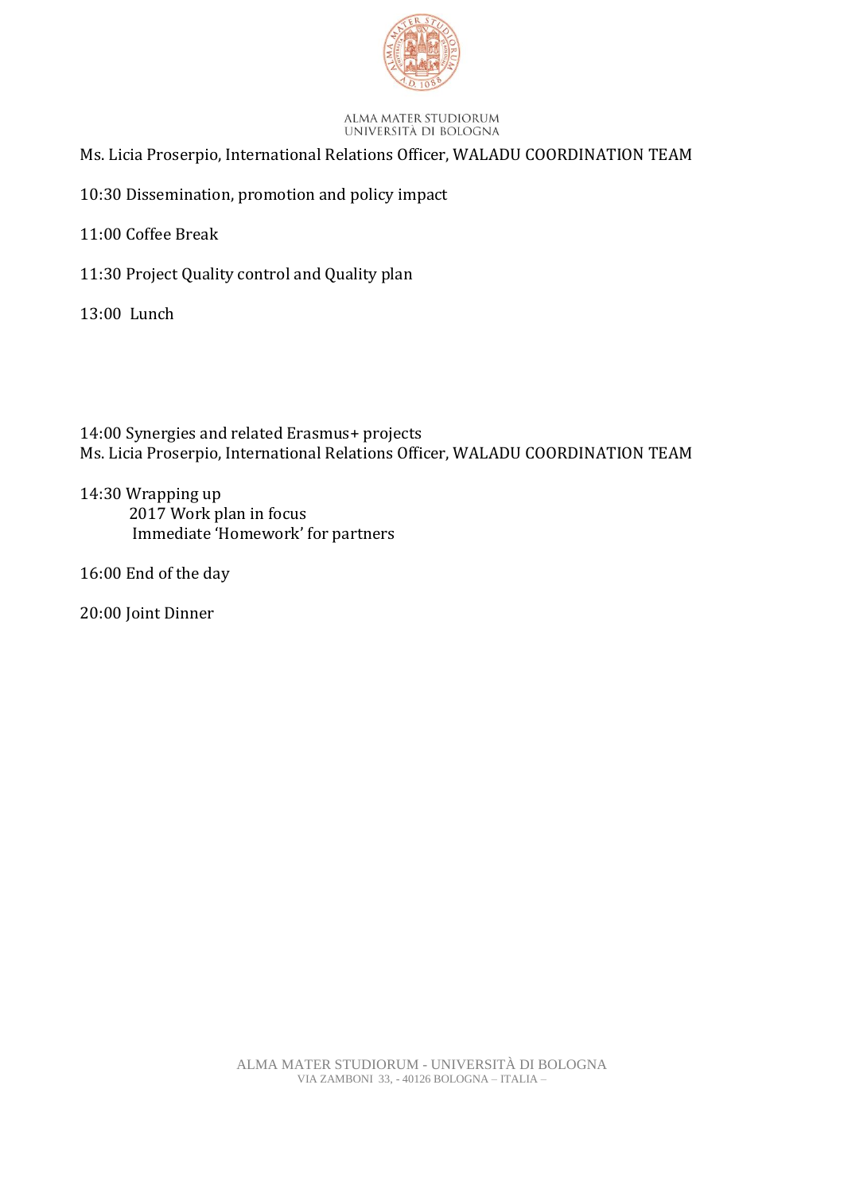Ms. Licia Proserpio, International Relations Officer, WALADU COORDINATION TEAM

10:30 Dissemination, promotion and policy impact

11:00 Coffee Break

11:30 Project Quality control and Quality plan

13:00 Lunch

14:00 Synergies and related Erasmus+ projects
Ms. Licia Proserpio, International Relations Officer, WALADU COORDINATION TEAM

14:30 Wrapping up
2017 Work plan in focus
Immediate 'Homework' for partners

16:00 End of the day

20:00 Joint Dinner